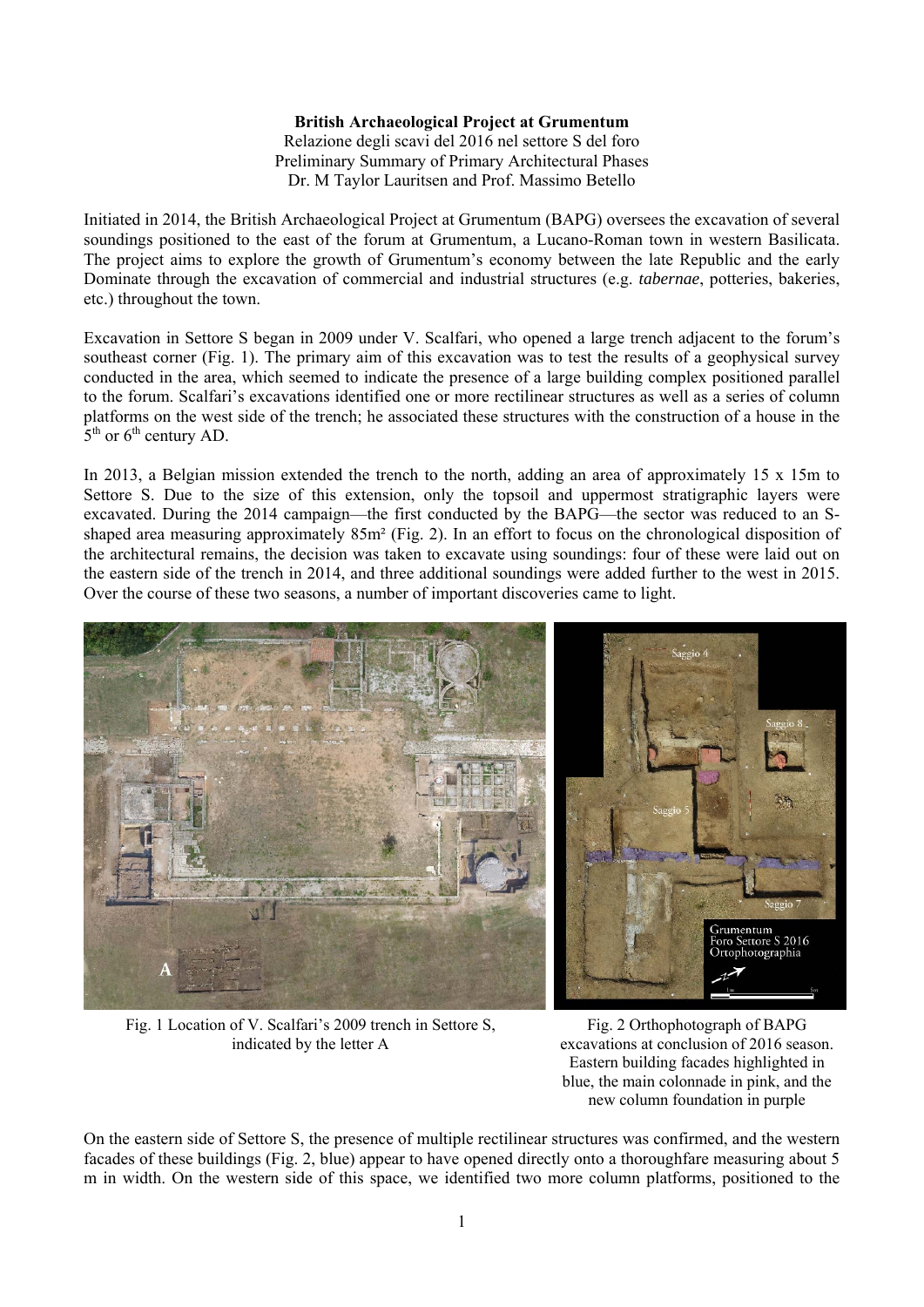**British Archaeological Project at Grumentum**
Relazione degli scavi del 2016 nel settore S del foro
Preliminary Summary of Primary Architectural Phases
Dr. M Taylor Lauritsen and Prof. Massimo Betello

Initiated in 2014, the British Archaeological Project at Grumentum (BAPG) oversees the excavation of several soundings positioned to the east of the forum at Grumentum, a Lucano-Roman town in western Basilicata. The project aims to explore the growth of Grumentum's economy between the late Republic and the early Dominate through the excavation of commercial and industrial structures (e.g. *tabernae*, potteries, bakeries, etc.) throughout the town.

Excavation in Settore S began in 2009 under V. Scalfari, who opened a large trench adjacent to the forum's southeast corner (Fig. 1). The primary aim of this excavation was to test the results of a geophysical survey conducted in the area, which seemed to indicate the presence of a large building complex positioned parallel to the forum. Scalfari's excavations identified one or more rectilinear structures as well as a series of column platforms on the west side of the trench; he associated these structures with the construction of a house in the 5th or 6th century AD.

In 2013, a Belgian mission extended the trench to the north, adding an area of approximately 15 x 15m to Settore S. Due to the size of this extension, only the topsoil and uppermost stratigraphic layers were excavated. During the 2014 campaign—the first conducted by the BAPG—the sector was reduced to an S-shaped area measuring approximately 85m² (Fig. 2). In an effort to focus on the chronological disposition of the architectural remains, the decision was taken to excavate using soundings: four of these were laid out on the eastern side of the trench in 2014, and three additional soundings were added further to the west in 2015. Over the course of these two seasons, a number of important discoveries came to light.

Fig. 1 Location of V. Scalfari's 2009 trench in Settore S, indicated by the letter A

Fig. 2 Orthophotograph of BAPG excavations at conclusion of 2016 season. Eastern building facades highlighted in blue, the main colonnade in pink, and the new column foundation in purple

On the eastern side of Settore S, the presence of multiple rectilinear structures was confirmed, and the western facades of these buildings (Fig. 2, blue) appear to have opened directly onto a thoroughfare measuring about 5 m in width. On the western side of this space, we identified two more column platforms, positioned to the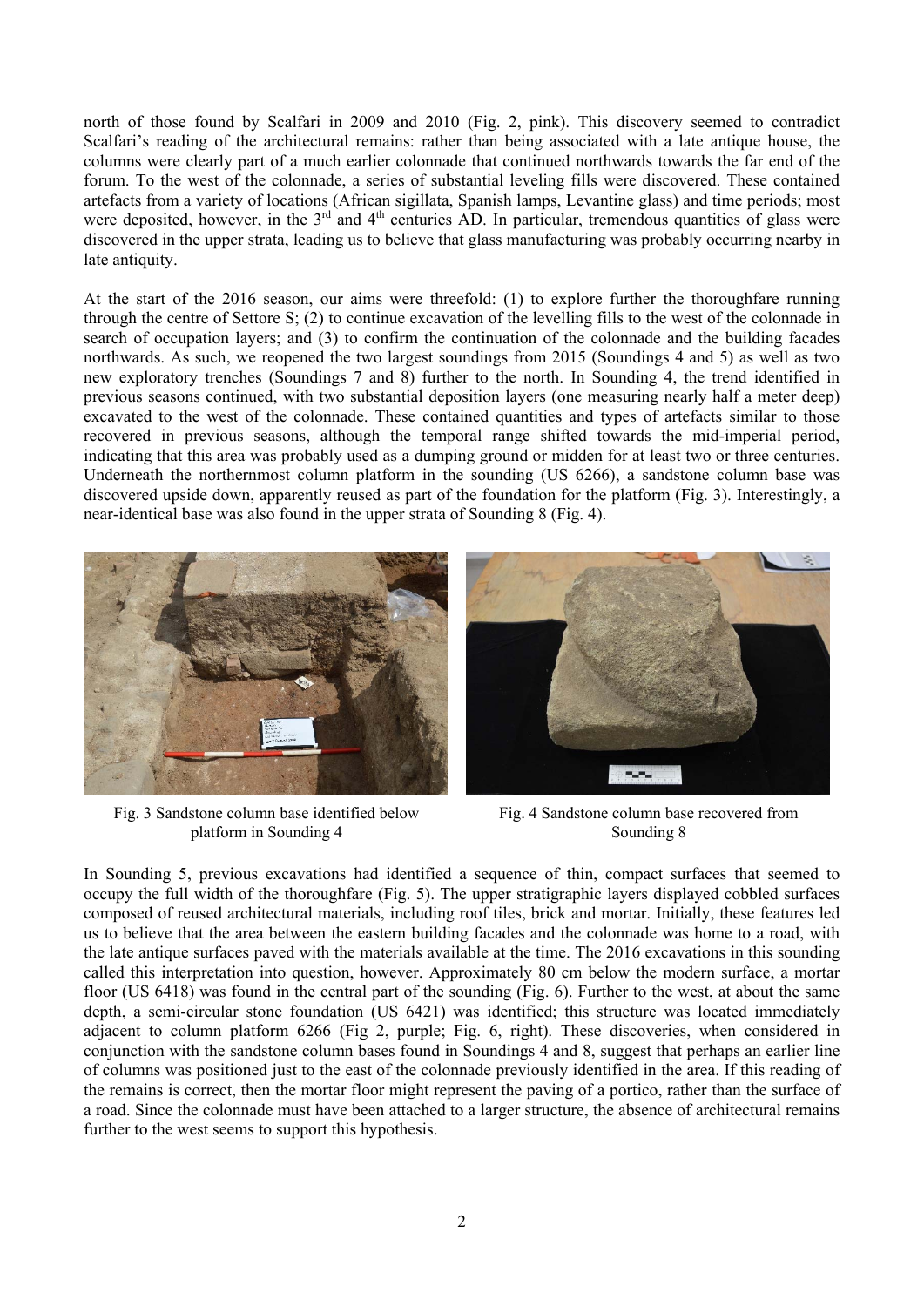north of those found by Scalfari in 2009 and 2010 (Fig. 2, pink). This discovery seemed to contradict Scalfari's reading of the architectural remains: rather than being associated with a late antique house, the columns were clearly part of a much earlier colonnade that continued northwards towards the far end of the forum. To the west of the colonnade, a series of substantial leveling fills were discovered. These contained artefacts from a variety of locations (African sigillata, Spanish lamps, Levantine glass) and time periods; most were deposited, however, in the 3rd and 4th centuries AD. In particular, tremendous quantities of glass were discovered in the upper strata, leading us to believe that glass manufacturing was probably occurring nearby in late antiquity.

At the start of the 2016 season, our aims were threefold: (1) to explore further the thoroughfare running through the centre of Settore S; (2) to continue excavation of the levelling fills to the west of the colonnade in search of occupation layers; and (3) to confirm the continuation of the colonnade and the building facades northwards. As such, we reopened the two largest soundings from 2015 (Soundings 4 and 5) as well as two new exploratory trenches (Soundings 7 and 8) further to the north. In Sounding 4, the trend identified in previous seasons continued, with two substantial deposition layers (one measuring nearly half a meter deep) excavated to the west of the colonnade. These contained quantities and types of artefacts similar to those recovered in previous seasons, although the temporal range shifted towards the mid-imperial period, indicating that this area was probably used as a dumping ground or midden for at least two or three centuries. Underneath the northernmost column platform in the sounding (US 6266), a sandstone column base was discovered upside down, apparently reused as part of the foundation for the platform (Fig. 3). Interestingly, a near-identical base was also found in the upper strata of Sounding 8 (Fig. 4).

Fig. 3 Sandstone column base identified below platform in Sounding 4

Fig. 4 Sandstone column base recovered from Sounding 8

In Sounding 5, previous excavations had identified a sequence of thin, compact surfaces that seemed to occupy the full width of the thoroughfare (Fig. 5). The upper stratigraphic layers displayed cobbled surfaces composed of reused architectural materials, including roof tiles, brick and mortar. Initially, these features led us to believe that the area between the eastern building facades and the colonnade was home to a road, with the late antique surfaces paved with the materials available at the time. The 2016 excavations in this sounding called this interpretation into question, however. Approximately 80 cm below the modern surface, a mortar floor (US 6418) was found in the central part of the sounding (Fig. 6). Further to the west, at about the same depth, a semi-circular stone foundation (US 6421) was identified; this structure was located immediately adjacent to column platform 6266 (Fig 2, purple; Fig. 6, right). These discoveries, when considered in conjunction with the sandstone column bases found in Soundings 4 and 8, suggest that perhaps an earlier line of columns was positioned just to the east of the colonnade previously identified in the area. If this reading of the remains is correct, then the mortar floor might represent the paving of a portico, rather than the surface of a road. Since the colonnade must have been attached to a larger structure, the absence of architectural remains further to the west seems to support this hypothesis.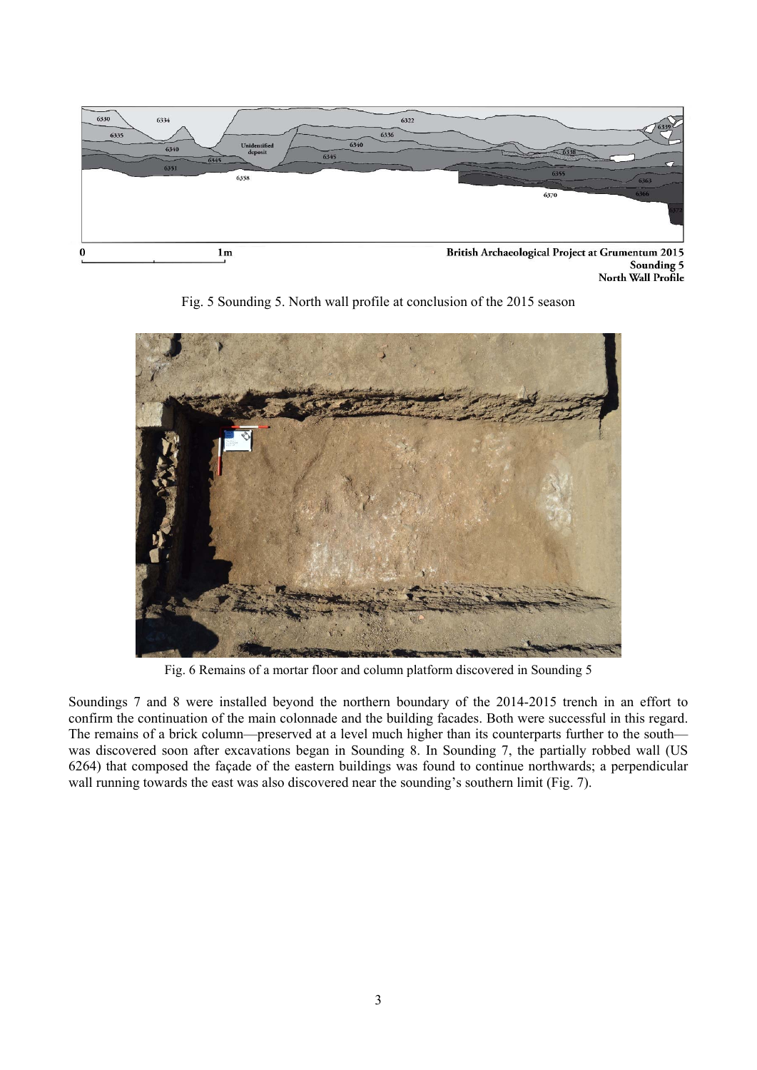Fig. 5 Sounding 5. North wall profile at conclusion of the 2015 season

Fig. 6 Remains of a mortar floor and column platform discovered in Sounding 5

Soundings 7 and 8 were installed beyond the northern boundary of the 2014-2015 trench in an effort to confirm the continuation of the main colonnade and the building facades. Both were successful in this regard. The remains of a brick column—preserved at a level much higher than its counterparts further to the south—was discovered soon after excavations began in Sounding 8. In Sounding 7, the partially robbed wall (US 6264) that composed the façade of the eastern buildings was found to continue northwards; a perpendicular wall running towards the east was also discovered near the sounding's southern limit (Fig. 7).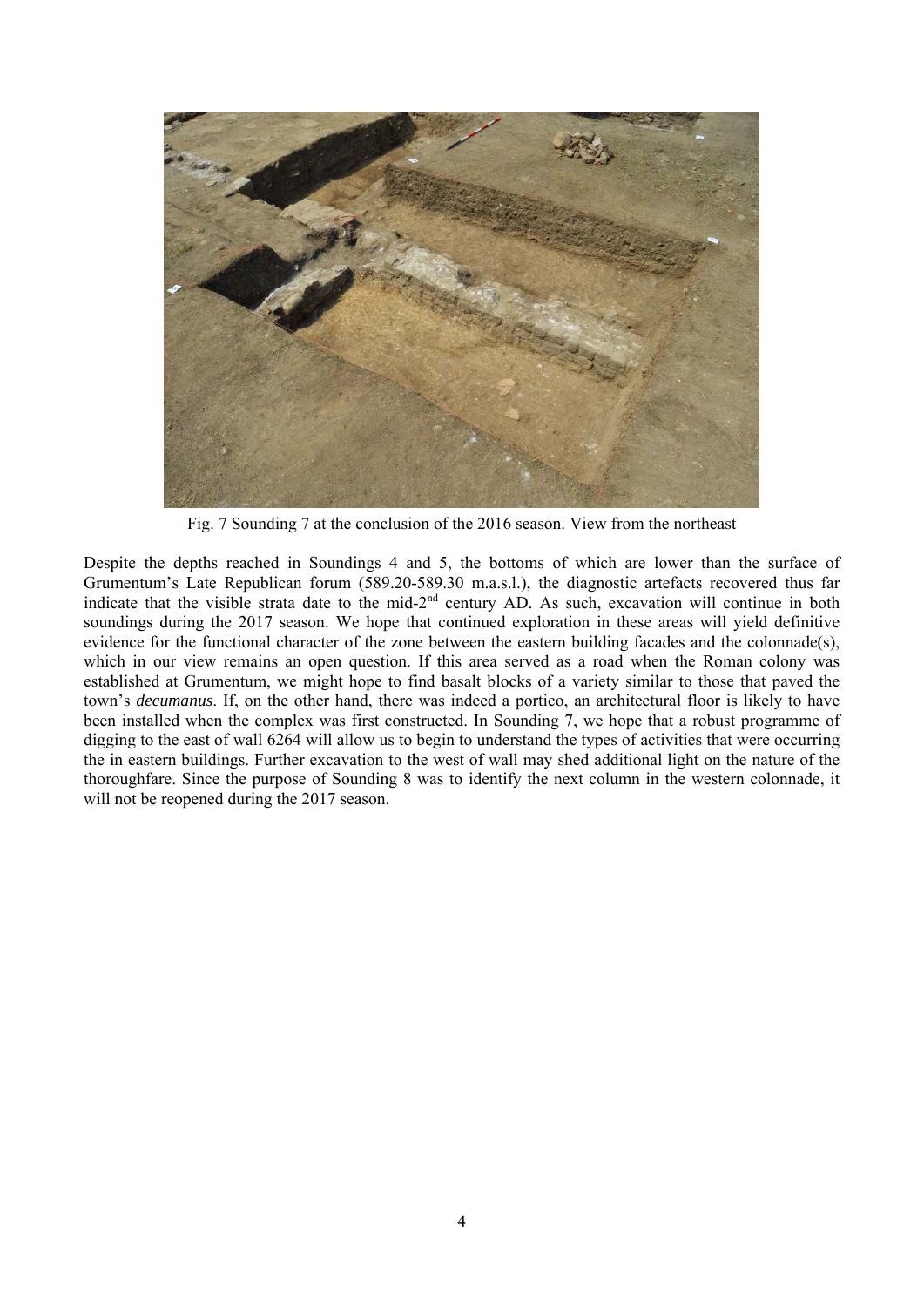Fig. 7 Sounding 7 at the conclusion of the 2016 season. View from the northeast

Despite the depths reached in Soundings 4 and 5, the bottoms of which are lower than the surface of Grumentum's Late Republican forum (589.20-589.30 m.a.s.l.), the diagnostic artefacts recovered thus far indicate that the visible strata date to the mid-2nd century AD. As such, excavation will continue in both soundings during the 2017 season. We hope that continued exploration in these areas will yield definitive evidence for the functional character of the zone between the eastern building facades and the colonnade(s), which in our view remains an open question. If this area served as a road when the Roman colony was established at Grumentum, we might hope to find basalt blocks of a variety similar to those that paved the town's *decumanus*. If, on the other hand, there was indeed a portico, an architectural floor is likely to have been installed when the complex was first constructed. In Sounding 7, we hope that a robust programme of digging to the east of wall 6264 will allow us to begin to understand the types of activities that were occurring the in eastern buildings. Further excavation to the west of wall may shed additional light on the nature of the thoroughfare. Since the purpose of Sounding 8 was to identify the next column in the western colonnade, it will not be reopened during the 2017 season.